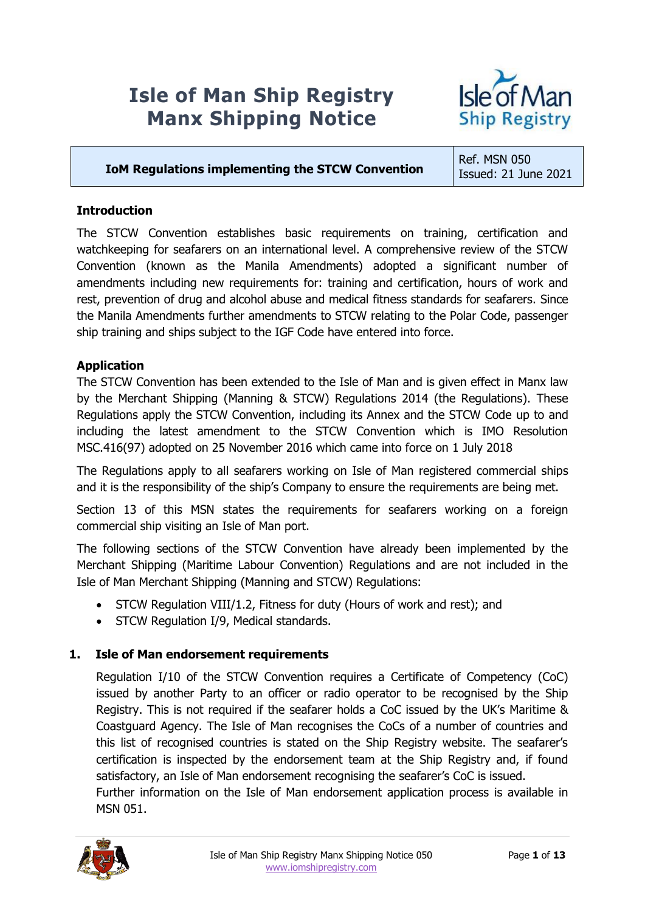# Isle of Man Ship Registry
# Manx Shipping Notice

| IoM Regulations implementing the STCW Convention | Ref. MSN 050<br>Issued: 21 June 2021 |
| --- | --- |

**Introduction**

The STCW Convention establishes basic requirements on training, certification and watchkeeping for seafarers on an international level. A comprehensive review of the STCW Convention (known as the Manila Amendments) adopted a significant number of amendments including new requirements for: training and certification, hours of work and rest, prevention of drug and alcohol abuse and medical fitness standards for seafarers. Since the Manila Amendments further amendments to STCW relating to the Polar Code, passenger ship training and ships subject to the IGF Code have entered into force.

**Application**

The STCW Convention has been extended to the Isle of Man and is given effect in Manx law by the Merchant Shipping (Manning & STCW) Regulations 2014 (the Regulations). These Regulations apply the STCW Convention, including its Annex and the STCW Code up to and including the latest amendment to the STCW Convention which is IMO Resolution MSC.416(97) adopted on 25 November 2016 which came into force on 1 July 2018

The Regulations apply to all seafarers working on Isle of Man registered commercial ships and it is the responsibility of the ship's Company to ensure the requirements are being met.

Section 13 of this MSN states the requirements for seafarers working on a foreign commercial ship visiting an Isle of Man port.

The following sections of the STCW Convention have already been implemented by the Merchant Shipping (Maritime Labour Convention) Regulations and are not included in the Isle of Man Merchant Shipping (Manning and STCW) Regulations:

- STCW Regulation VIII/1.2, Fitness for duty (Hours of work and rest); and
- STCW Regulation I/9, Medical standards.

## 1. Isle of Man endorsement requirements

Regulation I/10 of the STCW Convention requires a Certificate of Competency (CoC) issued by another Party to an officer or radio operator to be recognised by the Ship Registry. This is not required if the seafarer holds a CoC issued by the UK's Maritime & Coastguard Agency. The Isle of Man recognises the CoCs of a number of countries and this list of recognised countries is stated on the Ship Registry website. The seafarer's certification is inspected by the endorsement team at the Ship Registry and, if found satisfactory, an Isle of Man endorsement recognising the seafarer's CoC is issued.

Further information on the Isle of Man endorsement application process is available in MSN 051.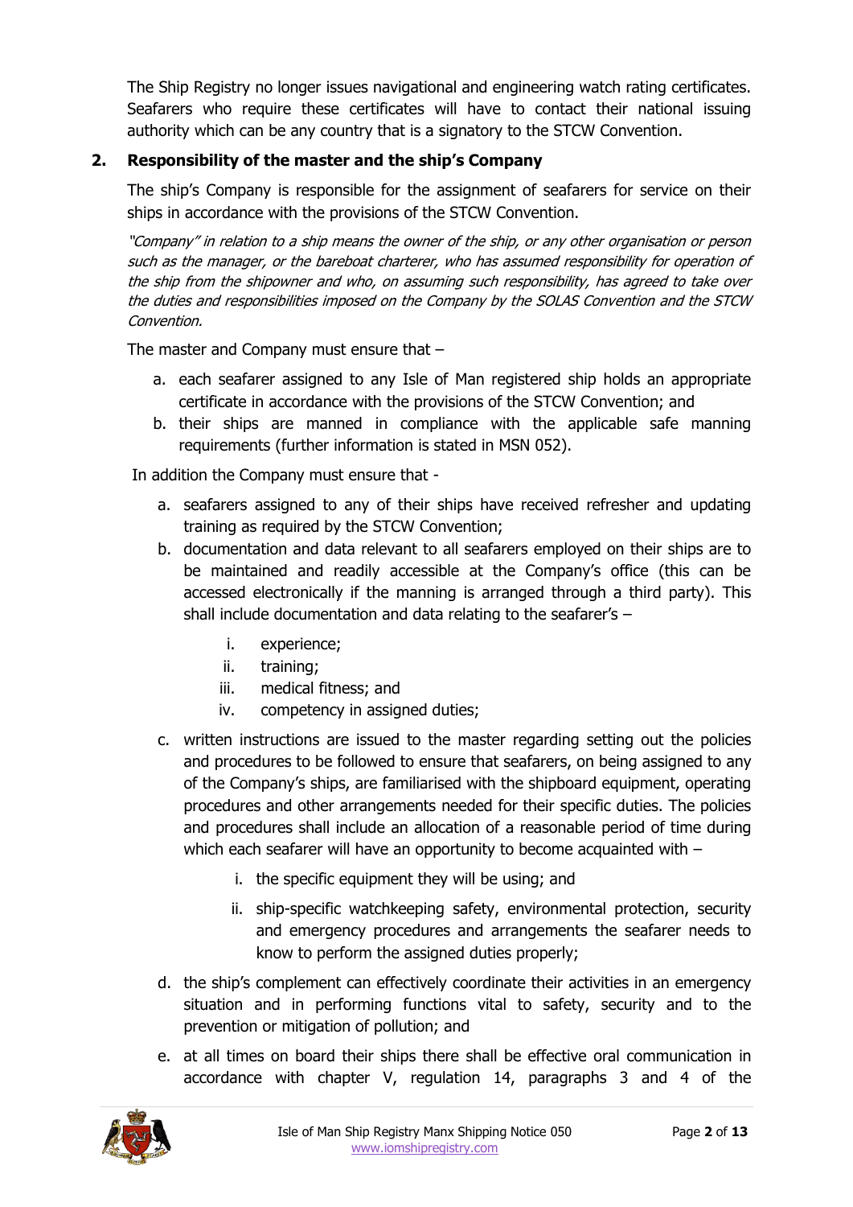The Ship Registry no longer issues navigational and engineering watch rating certificates. Seafarers who require these certificates will have to contact their national issuing authority which can be any country that is a signatory to the STCW Convention.

## 2. Responsibility of the master and the ship's Company

The ship's Company is responsible for the assignment of seafarers for service on their ships in accordance with the provisions of the STCW Convention.

*"Company" in relation to a ship means the owner of the ship, or any other organisation or person such as the manager, or the bareboat charterer, who has assumed responsibility for operation of the ship from the shipowner and who, on assuming such responsibility, has agreed to take over the duties and responsibilities imposed on the Company by the SOLAS Convention and the STCW Convention.*

The master and Company must ensure that –

a. each seafarer assigned to any Isle of Man registered ship holds an appropriate certificate in accordance with the provisions of the STCW Convention; and
b. their ships are manned in compliance with the applicable safe manning requirements (further information is stated in MSN 052).

In addition the Company must ensure that -

a. seafarers assigned to any of their ships have received refresher and updating training as required by the STCW Convention;
b. documentation and data relevant to all seafarers employed on their ships are to be maintained and readily accessible at the Company's office (this can be accessed electronically if the manning is arranged through a third party). This shall include documentation and data relating to the seafarer's –
   i. experience;
   ii. training;
   iii. medical fitness; and
   iv. competency in assigned duties;
c. written instructions are issued to the master regarding setting out the policies and procedures to be followed to ensure that seafarers, on being assigned to any of the Company's ships, are familiarised with the shipboard equipment, operating procedures and other arrangements needed for their specific duties. The policies and procedures shall include an allocation of a reasonable period of time during which each seafarer will have an opportunity to become acquainted with –
   i. the specific equipment they will be using; and
   ii. ship-specific watchkeeping safety, environmental protection, security and emergency procedures and arrangements the seafarer needs to know to perform the assigned duties properly;
d. the ship's complement can effectively coordinate their activities in an emergency situation and in performing functions vital to safety, security and to the prevention or mitigation of pollution; and
e. at all times on board their ships there shall be effective oral communication in accordance with chapter V, regulation 14, paragraphs 3 and 4 of the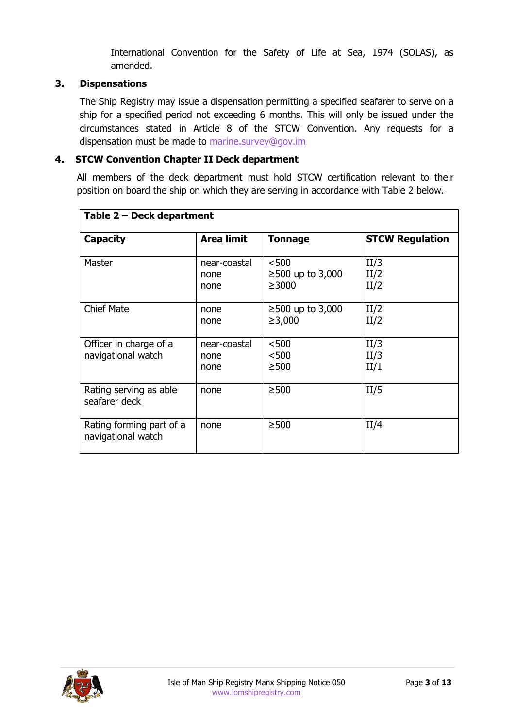International Convention for the Safety of Life at Sea, 1974 (SOLAS), as amended.

## 3. Dispensations

The Ship Registry may issue a dispensation permitting a specified seafarer to serve on a ship for a specified period not exceeding 6 months. This will only be issued under the circumstances stated in Article 8 of the STCW Convention. Any requests for a dispensation must be made to marine.survey@gov.im

## 4. STCW Convention Chapter II Deck department

All members of the deck department must hold STCW certification relevant to their position on board the ship on which they are serving in accordance with Table 2 below.

**Table 2 – Deck department**

| Capacity | Area limit | Tonnage | STCW Regulation |
|---|---|---|---|
| Master | near-coastal<br>none<br>none | <500<br>≥500 up to 3,000<br>≥3000 | II/3<br>II/2<br>II/2 |
| Chief Mate | none<br>none | ≥500 up to 3,000<br>≥3,000 | II/2<br>II/2 |
| Officer in charge of a navigational watch | near-coastal<br>none<br>none | <500<br><500<br>≥500 | II/3<br>II/3<br>II/1 |
| Rating serving as able seafarer deck | none | ≥500 | II/5 |
| Rating forming part of a navigational watch | none | ≥500 | II/4 |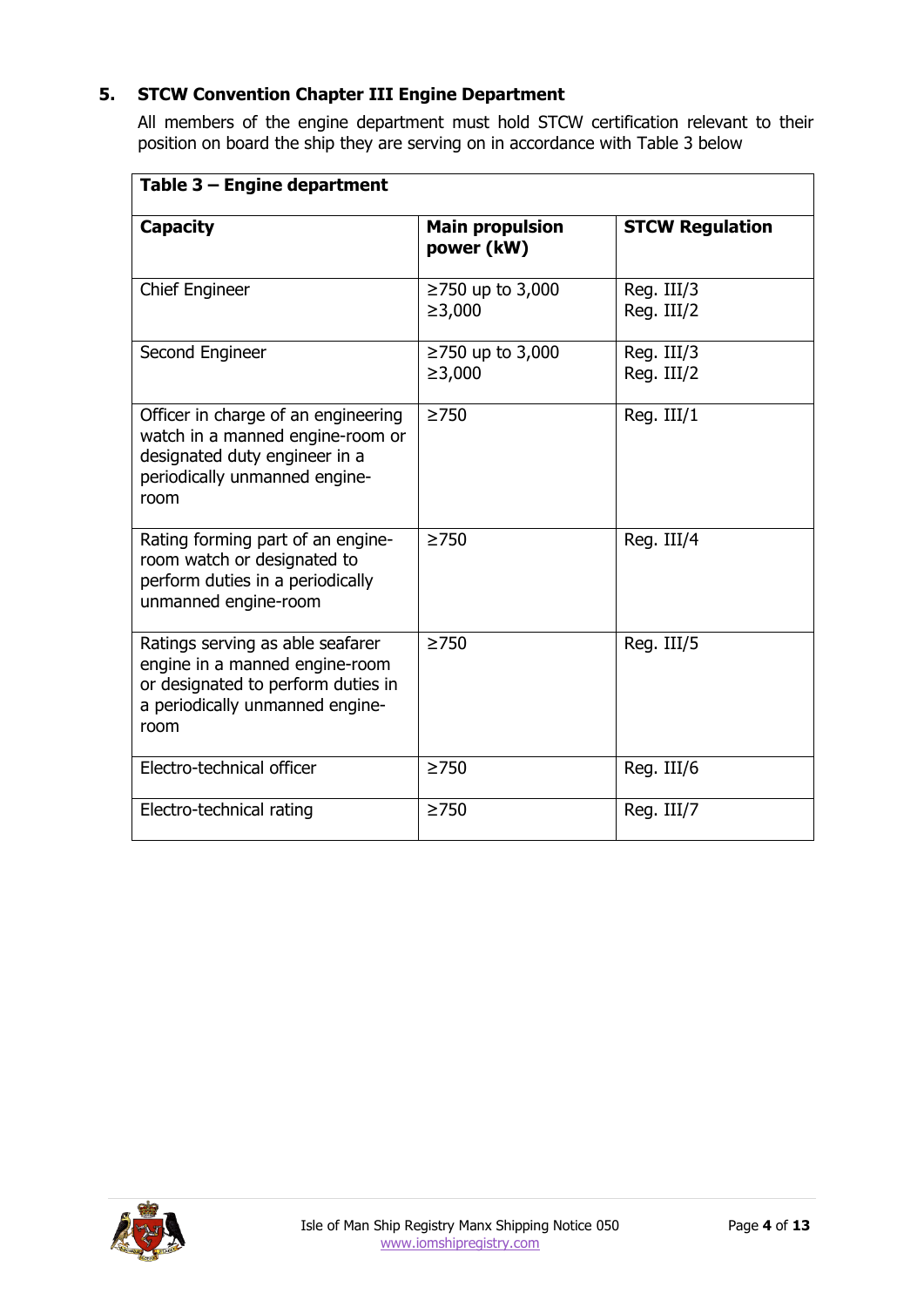## 5. STCW Convention Chapter III Engine Department

All members of the engine department must hold STCW certification relevant to their position on board the ship they are serving on in accordance with Table 3 below

**Table 3 – Engine department**

| Capacity | Main propulsion power (kW) | STCW Regulation |
|---|---|---|
| Chief Engineer | ≥750 up to 3,000<br>≥3,000 | Reg. III/3<br>Reg. III/2 |
| Second Engineer | ≥750 up to 3,000<br>≥3,000 | Reg. III/3<br>Reg. III/2 |
| Officer in charge of an engineering watch in a manned engine-room or designated duty engineer in a periodically unmanned engine-room | ≥750 | Reg. III/1 |
| Rating forming part of an engine-room watch or designated to perform duties in a periodically unmanned engine-room | ≥750 | Reg. III/4 |
| Ratings serving as able seafarer engine in a manned engine-room or designated to perform duties in a periodically unmanned engine-room | ≥750 | Reg. III/5 |
| Electro-technical officer | ≥750 | Reg. III/6 |
| Electro-technical rating | ≥750 | Reg. III/7 |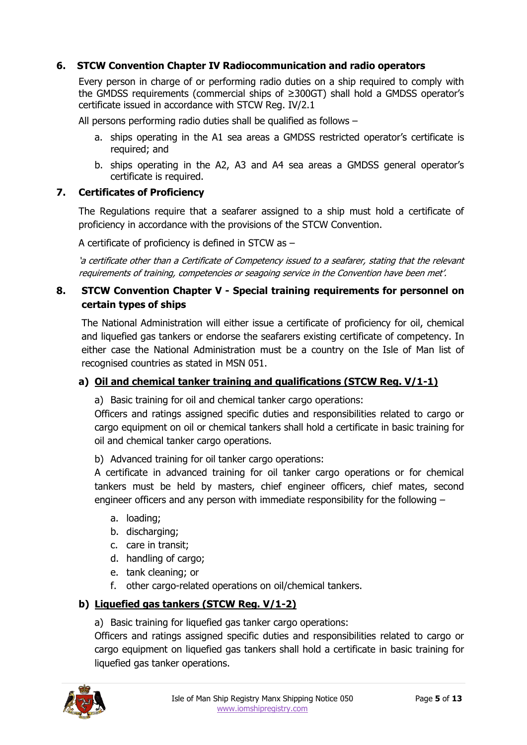## 6. STCW Convention Chapter IV Radiocommunication and radio operators

Every person in charge of or performing radio duties on a ship required to comply with the GMDSS requirements (commercial ships of ≥300GT) shall hold a GMDSS operator's certificate issued in accordance with STCW Reg. IV/2.1

All persons performing radio duties shall be qualified as follows –

a. ships operating in the A1 sea areas a GMDSS restricted operator's certificate is required; and
b. ships operating in the A2, A3 and A4 sea areas a GMDSS general operator's certificate is required.

## 7. Certificates of Proficiency

The Regulations require that a seafarer assigned to a ship must hold a certificate of proficiency in accordance with the provisions of the STCW Convention.

A certificate of proficiency is defined in STCW as –

*'a certificate other than a Certificate of Competency issued to a seafarer, stating that the relevant requirements of training, competencies or seagoing service in the Convention have been met'.*

## 8. STCW Convention Chapter V - Special training requirements for personnel on certain types of ships

The National Administration will either issue a certificate of proficiency for oil, chemical and liquefied gas tankers or endorse the seafarers existing certificate of competency. In either case the National Administration must be a country on the Isle of Man list of recognised countries as stated in MSN 051.

### a) Oil and chemical tanker training and qualifications (STCW Reg. V/1-1)

a) Basic training for oil and chemical tanker cargo operations:
Officers and ratings assigned specific duties and responsibilities related to cargo or cargo equipment on oil or chemical tankers shall hold a certificate in basic training for oil and chemical tanker cargo operations.

b) Advanced training for oil tanker cargo operations:
A certificate in advanced training for oil tanker cargo operations or for chemical tankers must be held by masters, chief engineer officers, chief mates, second engineer officers and any person with immediate responsibility for the following –

a. loading;
b. discharging;
c. care in transit;
d. handling of cargo;
e. tank cleaning; or
f. other cargo-related operations on oil/chemical tankers.

### b) Liquefied gas tankers (STCW Reg. V/1-2)

a) Basic training for liquefied gas tanker cargo operations:
Officers and ratings assigned specific duties and responsibilities related to cargo or cargo equipment on liquefied gas tankers shall hold a certificate in basic training for liquefied gas tanker operations.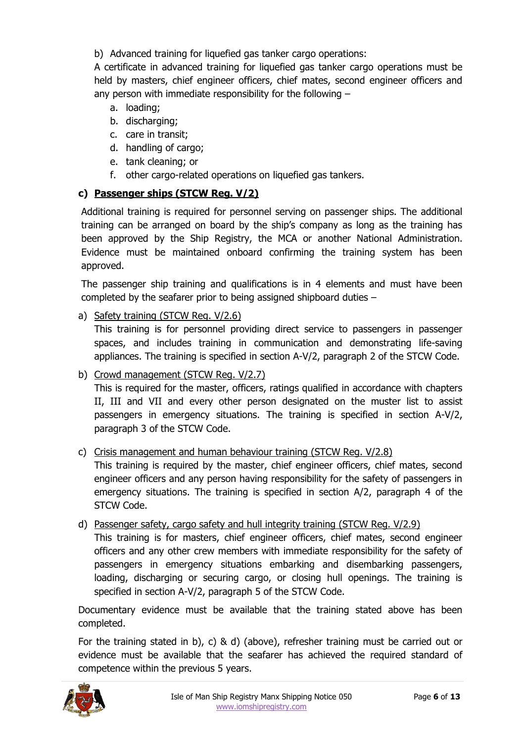b) Advanced training for liquefied gas tanker cargo operations:

A certificate in advanced training for liquefied gas tanker cargo operations must be held by masters, chief engineer officers, chief mates, second engineer officers and any person with immediate responsibility for the following –

a. loading;
b. discharging;
c. care in transit;
d. handling of cargo;
e. tank cleaning; or
f. other cargo-related operations on liquefied gas tankers.

### c) <u>Passenger ships (STCW Reg. V/2)</u>

Additional training is required for personnel serving on passenger ships. The additional training can be arranged on board by the ship's company as long as the training has been approved by the Ship Registry, the MCA or another National Administration. Evidence must be maintained onboard confirming the training system has been approved.

The passenger ship training and qualifications is in 4 elements and must have been completed by the seafarer prior to being assigned shipboard duties –

a) <u>Safety training (STCW Reg. V/2.6)</u>

This training is for personnel providing direct service to passengers in passenger spaces, and includes training in communication and demonstrating life-saving appliances. The training is specified in section A-V/2, paragraph 2 of the STCW Code.

b) <u>Crowd management (STCW Reg. V/2.7)</u>

This is required for the master, officers, ratings qualified in accordance with chapters II, III and VII and every other person designated on the muster list to assist passengers in emergency situations. The training is specified in section A-V/2, paragraph 3 of the STCW Code.

c) <u>Crisis management and human behaviour training (STCW Reg. V/2.8)</u>

This training is required by the master, chief engineer officers, chief mates, second engineer officers and any person having responsibility for the safety of passengers in emergency situations. The training is specified in section A/2, paragraph 4 of the STCW Code.

d) <u>Passenger safety, cargo safety and hull integrity training (STCW Reg. V/2.9)</u>

This training is for masters, chief engineer officers, chief mates, second engineer officers and any other crew members with immediate responsibility for the safety of passengers in emergency situations embarking and disembarking passengers, loading, discharging or securing cargo, or closing hull openings. The training is specified in section A-V/2, paragraph 5 of the STCW Code.

Documentary evidence must be available that the training stated above has been completed.

For the training stated in b), c) & d) (above), refresher training must be carried out or evidence must be available that the seafarer has achieved the required standard of competence within the previous 5 years.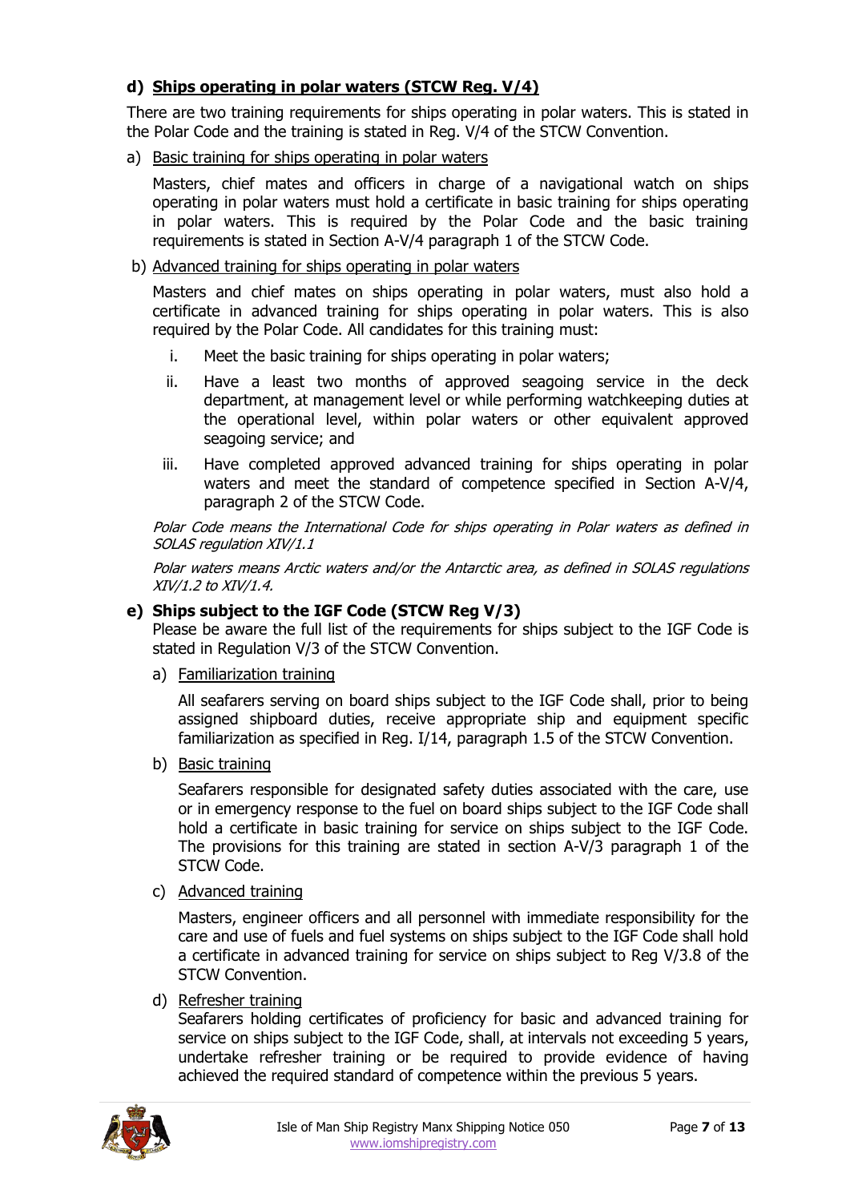#### d) Ships operating in polar waters (STCW Reg. V/4)

There are two training requirements for ships operating in polar waters. This is stated in the Polar Code and the training is stated in Reg. V/4 of the STCW Convention.

a) Basic training for ships operating in polar waters

Masters, chief mates and officers in charge of a navigational watch on ships operating in polar waters must hold a certificate in basic training for ships operating in polar waters. This is required by the Polar Code and the basic training requirements is stated in Section A-V/4 paragraph 1 of the STCW Code.

b) Advanced training for ships operating in polar waters

Masters and chief mates on ships operating in polar waters, must also hold a certificate in advanced training for ships operating in polar waters. This is also required by the Polar Code. All candidates for this training must:

i. Meet the basic training for ships operating in polar waters;

ii. Have a least two months of approved seagoing service in the deck department, at management level or while performing watchkeeping duties at the operational level, within polar waters or other equivalent approved seagoing service; and

iii. Have completed approved advanced training for ships operating in polar waters and meet the standard of competence specified in Section A-V/4, paragraph 2 of the STCW Code.

*Polar Code means the International Code for ships operating in Polar waters as defined in SOLAS regulation XIV/1.1*

*Polar waters means Arctic waters and/or the Antarctic area, as defined in SOLAS regulations XIV/1.2 to XIV/1.4.*

#### e) Ships subject to the IGF Code (STCW Reg V/3)

Please be aware the full list of the requirements for ships subject to the IGF Code is stated in Regulation V/3 of the STCW Convention.

a) Familiarization training

All seafarers serving on board ships subject to the IGF Code shall, prior to being assigned shipboard duties, receive appropriate ship and equipment specific familiarization as specified in Reg. I/14, paragraph 1.5 of the STCW Convention.

b) Basic training

Seafarers responsible for designated safety duties associated with the care, use or in emergency response to the fuel on board ships subject to the IGF Code shall hold a certificate in basic training for service on ships subject to the IGF Code. The provisions for this training are stated in section A-V/3 paragraph 1 of the STCW Code.

c) Advanced training

Masters, engineer officers and all personnel with immediate responsibility for the care and use of fuels and fuel systems on ships subject to the IGF Code shall hold a certificate in advanced training for service on ships subject to Reg V/3.8 of the STCW Convention.

d) Refresher training

Seafarers holding certificates of proficiency for basic and advanced training for service on ships subject to the IGF Code, shall, at intervals not exceeding 5 years, undertake refresher training or be required to provide evidence of having achieved the required standard of competence within the previous 5 years.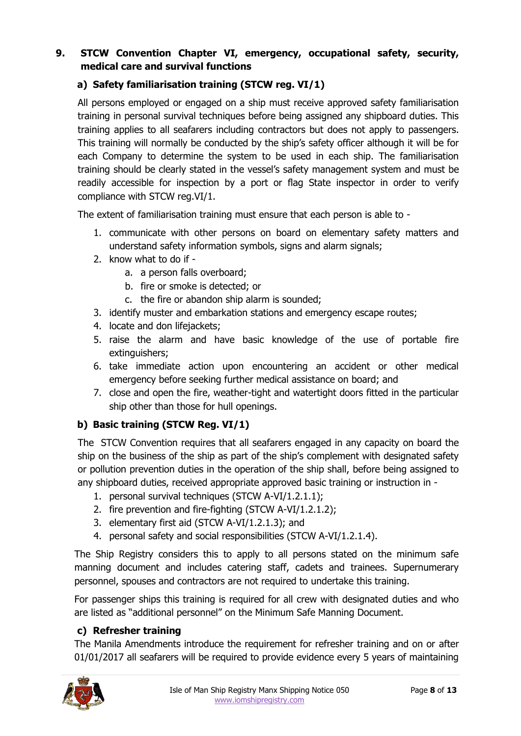## 9. STCW Convention Chapter VI, emergency, occupational safety, security, medical care and survival functions

### a) Safety familiarisation training (STCW reg. VI/1)

All persons employed or engaged on a ship must receive approved safety familiarisation training in personal survival techniques before being assigned any shipboard duties. This training applies to all seafarers including contractors but does not apply to passengers. This training will normally be conducted by the ship's safety officer although it will be for each Company to determine the system to be used in each ship. The familiarisation training should be clearly stated in the vessel's safety management system and must be readily accessible for inspection by a port or flag State inspector in order to verify compliance with STCW reg.VI/1.

The extent of familiarisation training must ensure that each person is able to -

1. communicate with other persons on board on elementary safety matters and understand safety information symbols, signs and alarm signals;
2. know what to do if -
   a. a person falls overboard;
   b. fire or smoke is detected; or
   c. the fire or abandon ship alarm is sounded;
3. identify muster and embarkation stations and emergency escape routes;
4. locate and don lifejackets;
5. raise the alarm and have basic knowledge of the use of portable fire extinguishers;
6. take immediate action upon encountering an accident or other medical emergency before seeking further medical assistance on board; and
7. close and open the fire, weather-tight and watertight doors fitted in the particular ship other than those for hull openings.

### b) Basic training (STCW Reg. VI/1)

The STCW Convention requires that all seafarers engaged in any capacity on board the ship on the business of the ship as part of the ship's complement with designated safety or pollution prevention duties in the operation of the ship shall, before being assigned to any shipboard duties, received appropriate approved basic training or instruction in -

1. personal survival techniques (STCW A-VI/1.2.1.1);
2. fire prevention and fire-fighting (STCW A-VI/1.2.1.2);
3. elementary first aid (STCW A-VI/1.2.1.3); and
4. personal safety and social responsibilities (STCW A-VI/1.2.1.4).

The Ship Registry considers this to apply to all persons stated on the minimum safe manning document and includes catering staff, cadets and trainees. Supernumerary personnel, spouses and contractors are not required to undertake this training.

For passenger ships this training is required for all crew with designated duties and who are listed as "additional personnel" on the Minimum Safe Manning Document.

### c) Refresher training

The Manila Amendments introduce the requirement for refresher training and on or after 01/01/2017 all seafarers will be required to provide evidence every 5 years of maintaining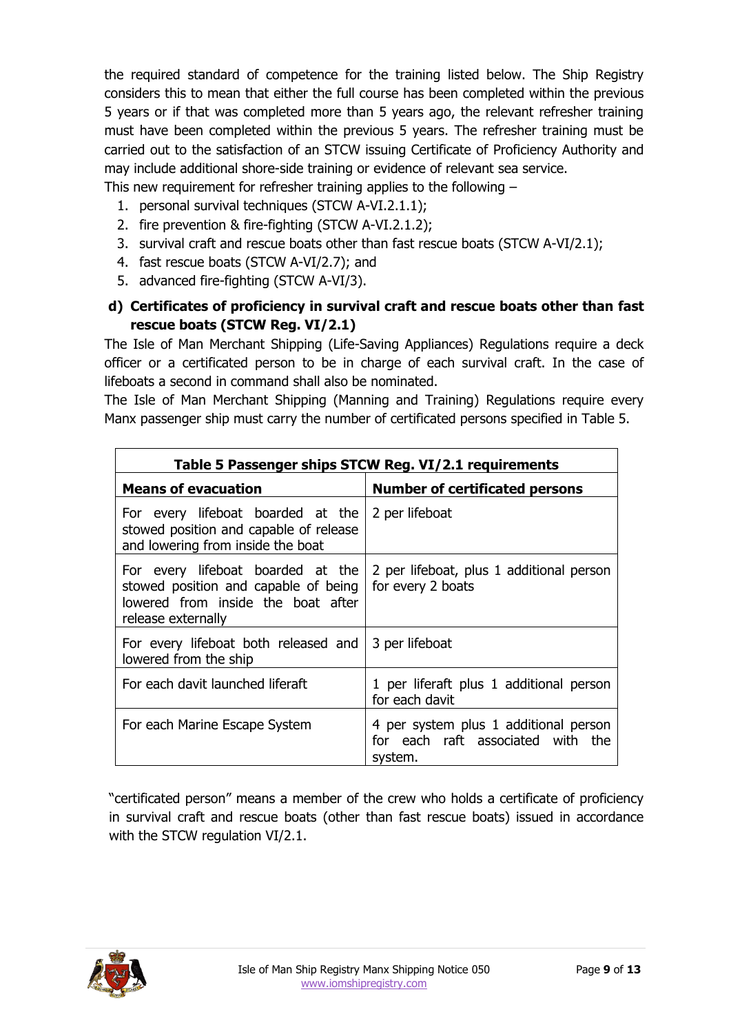the required standard of competence for the training listed below. The Ship Registry considers this to mean that either the full course has been completed within the previous 5 years or if that was completed more than 5 years ago, the relevant refresher training must have been completed within the previous 5 years. The refresher training must be carried out to the satisfaction of an STCW issuing Certificate of Proficiency Authority and may include additional shore-side training or evidence of relevant sea service.

This new requirement for refresher training applies to the following –

1. personal survival techniques (STCW A-VI.2.1.1);
2. fire prevention & fire-fighting (STCW A-VI.2.1.2);
3. survival craft and rescue boats other than fast rescue boats (STCW A-VI/2.1);
4. fast rescue boats (STCW A-VI/2.7); and
5. advanced fire-fighting (STCW A-VI/3).

### d) Certificates of proficiency in survival craft and rescue boats other than fast rescue boats (STCW Reg. VI/2.1)

The Isle of Man Merchant Shipping (Life-Saving Appliances) Regulations require a deck officer or a certificated person to be in charge of each survival craft. In the case of lifeboats a second in command shall also be nominated.

The Isle of Man Merchant Shipping (Manning and Training) Regulations require every Manx passenger ship must carry the number of certificated persons specified in Table 5.

**Table 5 Passenger ships STCW Reg. VI/2.1 requirements**

| Means of evacuation | Number of certificated persons |
|---|---|
| For every lifeboat boarded at the stowed position and capable of release and lowering from inside the boat | 2 per lifeboat |
| For every lifeboat boarded at the stowed position and capable of being lowered from inside the boat after release externally | 2 per lifeboat, plus 1 additional person for every 2 boats |
| For every lifeboat both released and lowered from the ship | 3 per lifeboat |
| For each davit launched liferaft | 1 per liferaft plus 1 additional person for each davit |
| For each Marine Escape System | 4 per system plus 1 additional person for each raft associated with the system. |

"certificated person" means a member of the crew who holds a certificate of proficiency in survival craft and rescue boats (other than fast rescue boats) issued in accordance with the STCW regulation VI/2.1.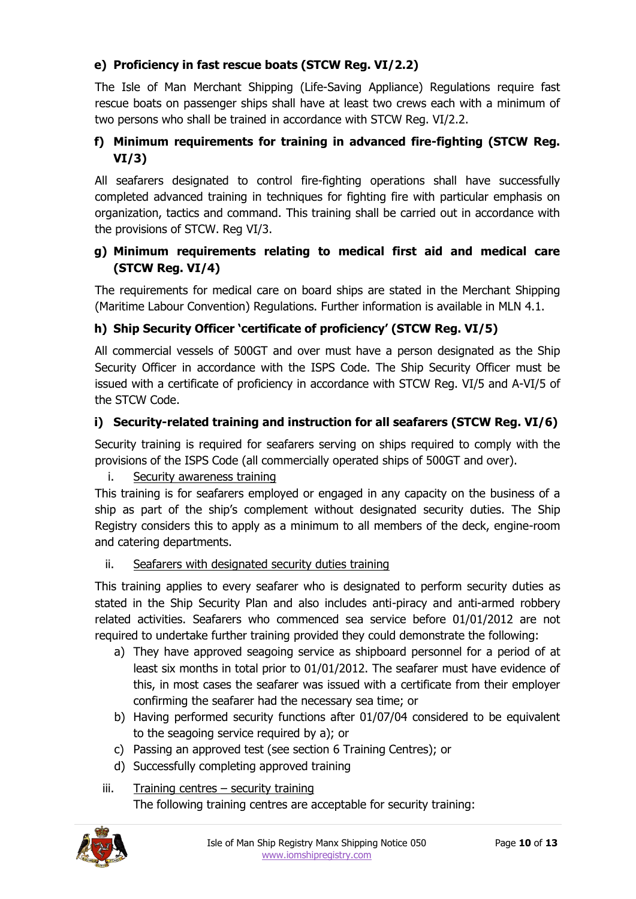#### e) Proficiency in fast rescue boats (STCW Reg. VI/2.2)

The Isle of Man Merchant Shipping (Life-Saving Appliance) Regulations require fast rescue boats on passenger ships shall have at least two crews each with a minimum of two persons who shall be trained in accordance with STCW Reg. VI/2.2.

#### f) Minimum requirements for training in advanced fire-fighting (STCW Reg. VI/3)

All seafarers designated to control fire-fighting operations shall have successfully completed advanced training in techniques for fighting fire with particular emphasis on organization, tactics and command. This training shall be carried out in accordance with the provisions of STCW. Reg VI/3.

#### g) Minimum requirements relating to medical first aid and medical care (STCW Reg. VI/4)

The requirements for medical care on board ships are stated in the Merchant Shipping (Maritime Labour Convention) Regulations. Further information is available in MLN 4.1.

#### h) Ship Security Officer 'certificate of proficiency' (STCW Reg. VI/5)

All commercial vessels of 500GT and over must have a person designated as the Ship Security Officer in accordance with the ISPS Code. The Ship Security Officer must be issued with a certificate of proficiency in accordance with STCW Reg. VI/5 and A-VI/5 of the STCW Code.

#### i) Security-related training and instruction for all seafarers (STCW Reg. VI/6)

Security training is required for seafarers serving on ships required to comply with the provisions of the ISPS Code (all commercially operated ships of 500GT and over).

i. Security awareness training

This training is for seafarers employed or engaged in any capacity on the business of a ship as part of the ship's complement without designated security duties. The Ship Registry considers this to apply as a minimum to all members of the deck, engine-room and catering departments.

ii. Seafarers with designated security duties training

This training applies to every seafarer who is designated to perform security duties as stated in the Ship Security Plan and also includes anti-piracy and anti-armed robbery related activities. Seafarers who commenced sea service before 01/01/2012 are not required to undertake further training provided they could demonstrate the following:

a) They have approved seagoing service as shipboard personnel for a period of at least six months in total prior to 01/01/2012. The seafarer must have evidence of this, in most cases the seafarer was issued with a certificate from their employer confirming the seafarer had the necessary sea time; or
b) Having performed security functions after 01/07/04 considered to be equivalent to the seagoing service required by a); or
c) Passing an approved test (see section 6 Training Centres); or
d) Successfully completing approved training

iii. Training centres – security training

The following training centres are acceptable for security training: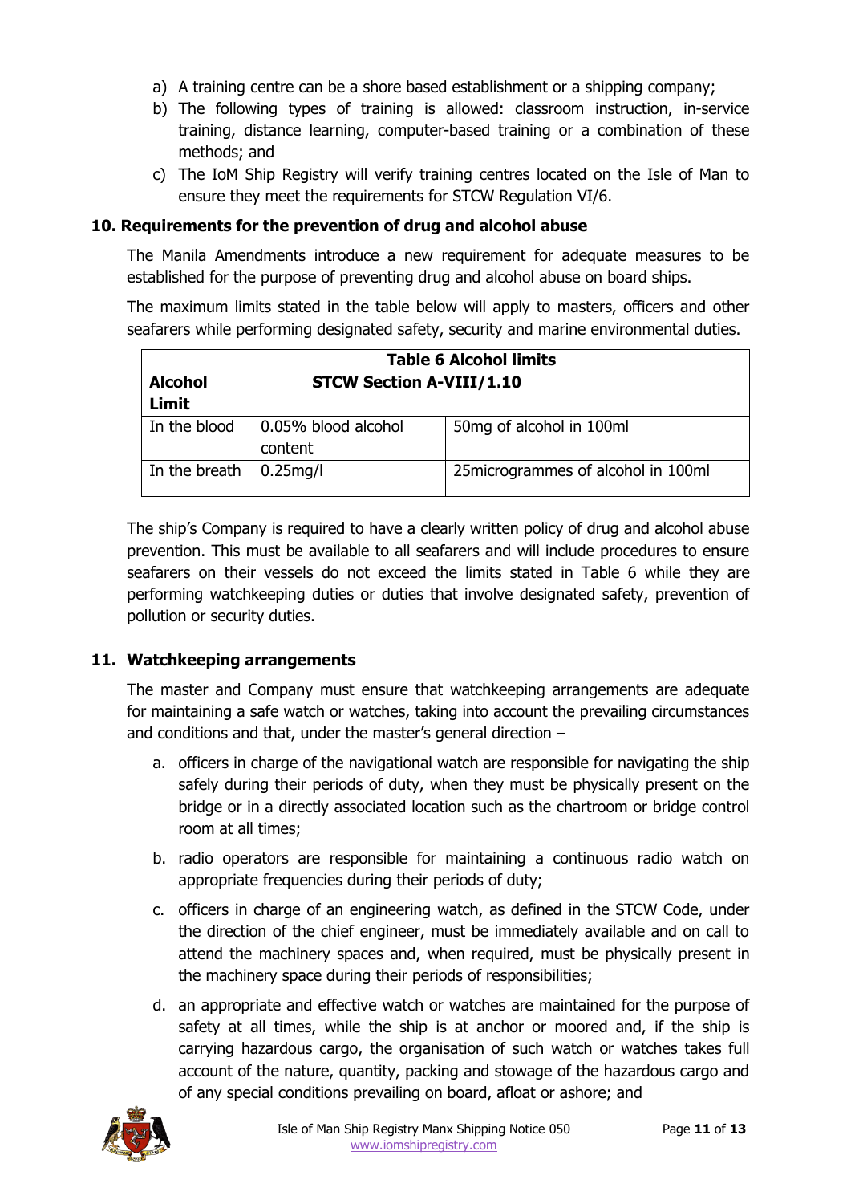a) A training centre can be a shore based establishment or a shipping company;
b) The following types of training is allowed: classroom instruction, in-service training, distance learning, computer-based training or a combination of these methods; and
c) The IoM Ship Registry will verify training centres located on the Isle of Man to ensure they meet the requirements for STCW Regulation VI/6.

## 10. Requirements for the prevention of drug and alcohol abuse

The Manila Amendments introduce a new requirement for adequate measures to be established for the purpose of preventing drug and alcohol abuse on board ships.

The maximum limits stated in the table below will apply to masters, officers and other seafarers while performing designated safety, security and marine environmental duties.

| **Table 6 Alcohol limits** | | |
|---|---|---|
| **Alcohol Limit** | **STCW Section A-VIII/1.10** | |
| In the blood | 0.05% blood alcohol content | 50mg of alcohol in 100ml |
| In the breath | 0.25mg/l | 25microgrammes of alcohol in 100ml |

The ship's Company is required to have a clearly written policy of drug and alcohol abuse prevention. This must be available to all seafarers and will include procedures to ensure seafarers on their vessels do not exceed the limits stated in Table 6 while they are performing watchkeeping duties or duties that involve designated safety, prevention of pollution or security duties.

## 11. Watchkeeping arrangements

The master and Company must ensure that watchkeeping arrangements are adequate for maintaining a safe watch or watches, taking into account the prevailing circumstances and conditions and that, under the master's general direction –

a. officers in charge of the navigational watch are responsible for navigating the ship safely during their periods of duty, when they must be physically present on the bridge or in a directly associated location such as the chartroom or bridge control room at all times;

b. radio operators are responsible for maintaining a continuous radio watch on appropriate frequencies during their periods of duty;

c. officers in charge of an engineering watch, as defined in the STCW Code, under the direction of the chief engineer, must be immediately available and on call to attend the machinery spaces and, when required, must be physically present in the machinery space during their periods of responsibilities;

d. an appropriate and effective watch or watches are maintained for the purpose of safety at all times, while the ship is at anchor or moored and, if the ship is carrying hazardous cargo, the organisation of such watch or watches takes full account of the nature, quantity, packing and stowage of the hazardous cargo and of any special conditions prevailing on board, afloat or ashore; and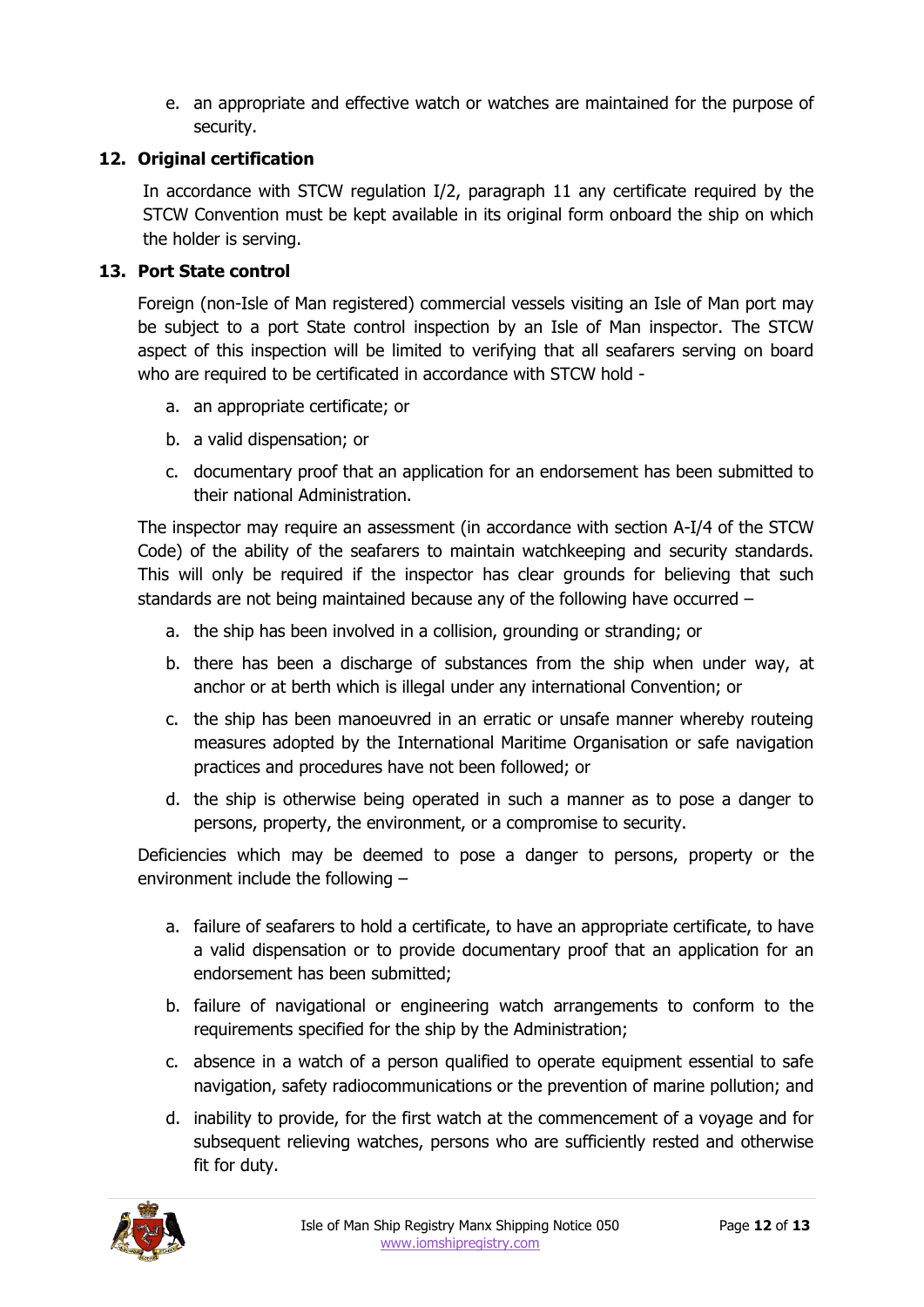e. an appropriate and effective watch or watches are maintained for the purpose of security.

## 12. Original certification

In accordance with STCW regulation I/2, paragraph 11 any certificate required by the STCW Convention must be kept available in its original form onboard the ship on which the holder is serving.

## 13. Port State control

Foreign (non-Isle of Man registered) commercial vessels visiting an Isle of Man port may be subject to a port State control inspection by an Isle of Man inspector. The STCW aspect of this inspection will be limited to verifying that all seafarers serving on board who are required to be certificated in accordance with STCW hold -

a. an appropriate certificate; or

b. a valid dispensation; or

c. documentary proof that an application for an endorsement has been submitted to their national Administration.

The inspector may require an assessment (in accordance with section A-I/4 of the STCW Code) of the ability of the seafarers to maintain watchkeeping and security standards. This will only be required if the inspector has clear grounds for believing that such standards are not being maintained because any of the following have occurred –

a. the ship has been involved in a collision, grounding or stranding; or

b. there has been a discharge of substances from the ship when under way, at anchor or at berth which is illegal under any international Convention; or

c. the ship has been manoeuvred in an erratic or unsafe manner whereby routeing measures adopted by the International Maritime Organisation or safe navigation practices and procedures have not been followed; or

d. the ship is otherwise being operated in such a manner as to pose a danger to persons, property, the environment, or a compromise to security.

Deficiencies which may be deemed to pose a danger to persons, property or the environment include the following –

a. failure of seafarers to hold a certificate, to have an appropriate certificate, to have a valid dispensation or to provide documentary proof that an application for an endorsement has been submitted;

b. failure of navigational or engineering watch arrangements to conform to the requirements specified for the ship by the Administration;

c. absence in a watch of a person qualified to operate equipment essential to safe navigation, safety radiocommunications or the prevention of marine pollution; and

d. inability to provide, for the first watch at the commencement of a voyage and for subsequent relieving watches, persons who are sufficiently rested and otherwise fit for duty.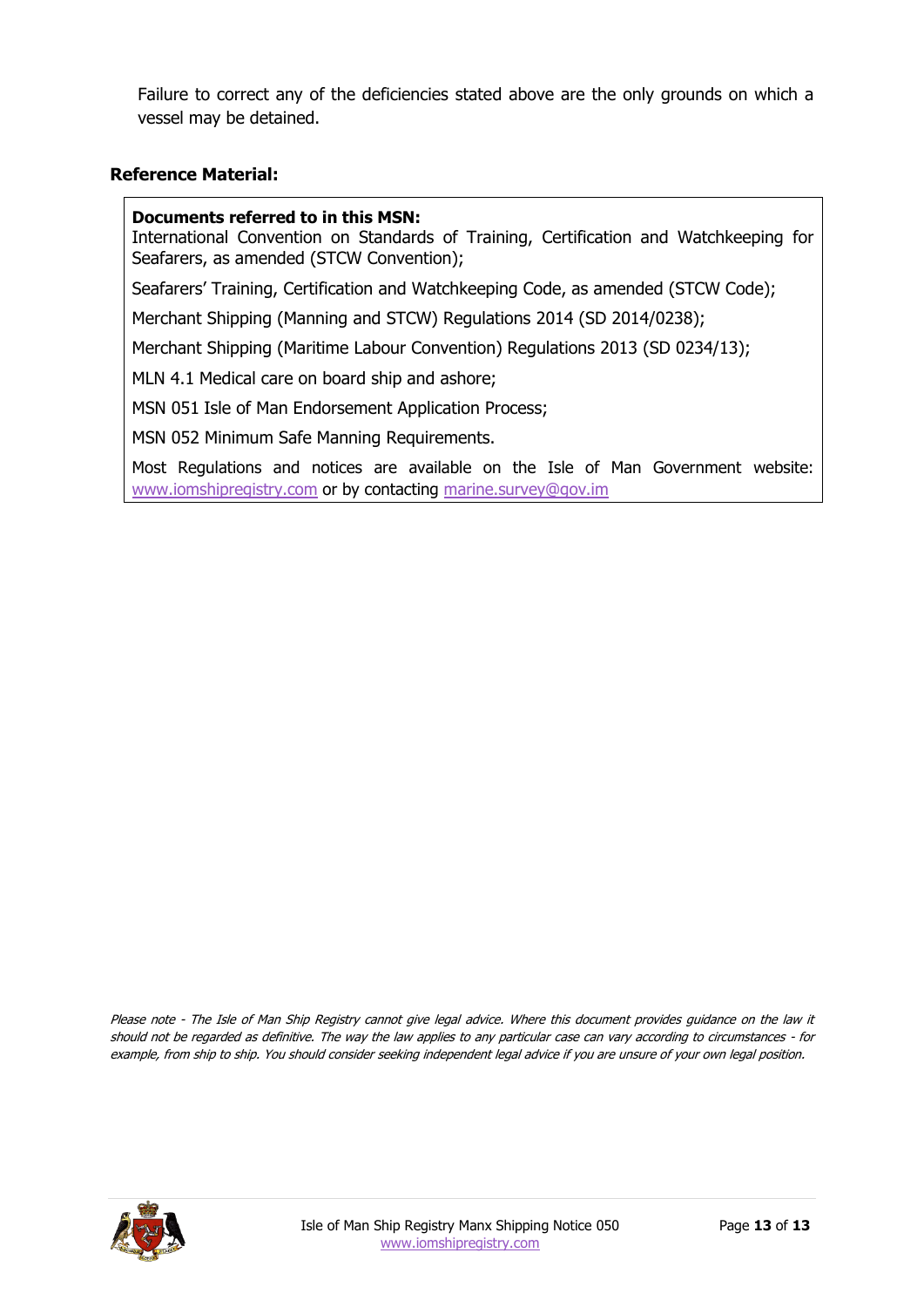Failure to correct any of the deficiencies stated above are the only grounds on which a vessel may be detained.

**Reference Material:**

**Documents referred to in this MSN:**
International Convention on Standards of Training, Certification and Watchkeeping for Seafarers, as amended (STCW Convention);

Seafarers' Training, Certification and Watchkeeping Code, as amended (STCW Code);

Merchant Shipping (Manning and STCW) Regulations 2014 (SD 2014/0238);

Merchant Shipping (Maritime Labour Convention) Regulations 2013 (SD 0234/13);

MLN 4.1 Medical care on board ship and ashore;

MSN 051 Isle of Man Endorsement Application Process;

MSN 052 Minimum Safe Manning Requirements.

Most Regulations and notices are available on the Isle of Man Government website: www.iomshipregistry.com or by contacting marine.survey@gov.im

*Please note - The Isle of Man Ship Registry cannot give legal advice. Where this document provides guidance on the law it should not be regarded as definitive. The way the law applies to any particular case can vary according to circumstances - for example, from ship to ship. You should consider seeking independent legal advice if you are unsure of your own legal position.*